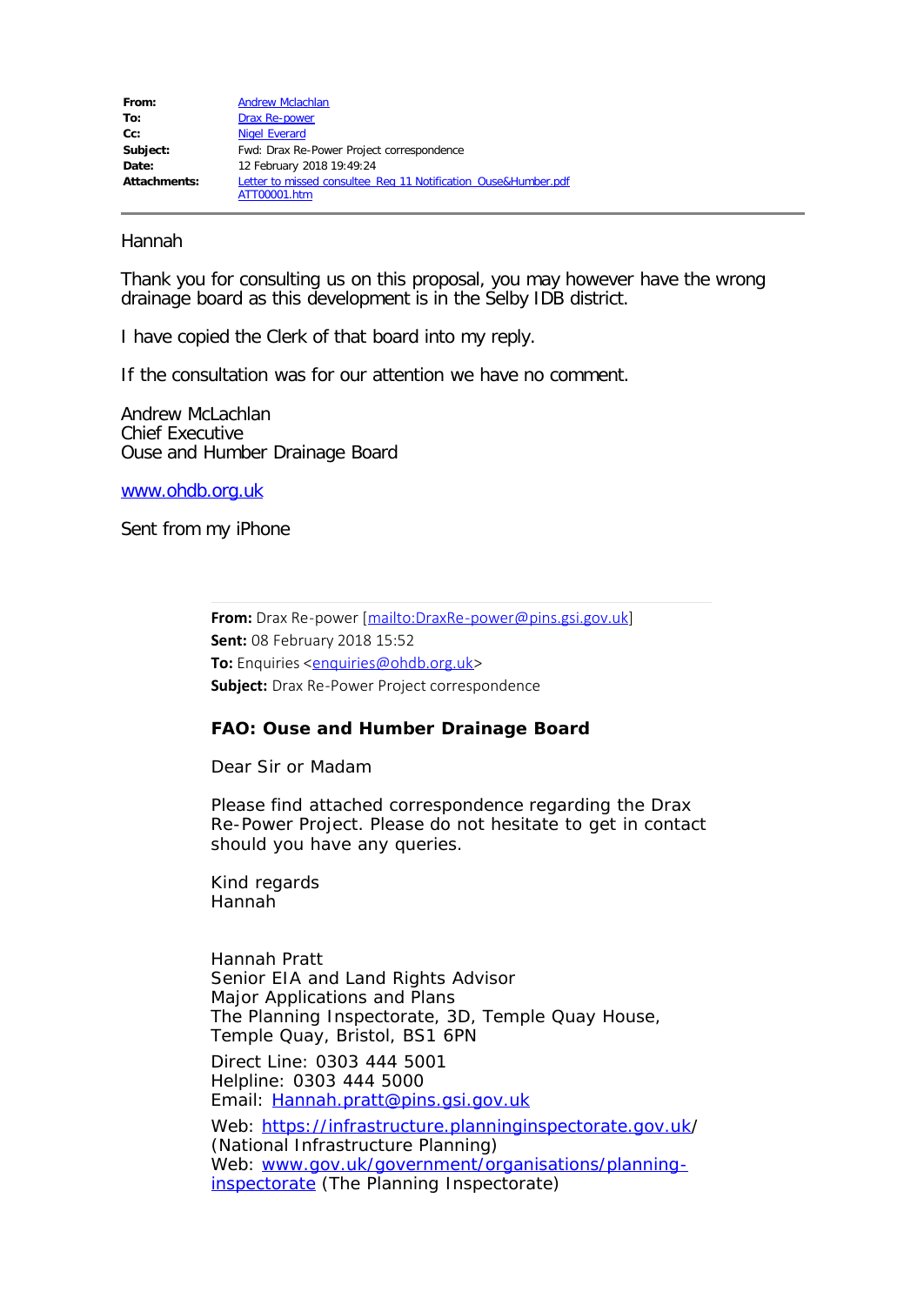| | |
|---|---|
| **From:** | Andrew Mclachlan |
| **To:** | Drax Re-power |
| **Cc:** | Nigel Everard |
| **Subject:** | Fwd: Drax Re-Power Project correspondence |
| **Date:** | 12 February 2018 19:49:24 |
| **Attachments:** | Letter to missed consultee Reg 11 Notification Ouse&Humber.pdf<br>ATT00001.htm |

---

Hannah

Thank you for consulting us on this proposal, you may however have the wrong drainage board as this development is in the Selby IDB district.

I have copied the Clerk of that board into my reply.

If the consultation was for our attention we have no comment.

Andrew McLachlan
Chief Executive
Ouse and Humber Drainage Board

www.ohdb.org.uk

Sent from my iPhone

---

**From:** Drax Re-power [mailto:DraxRe-power@pins.gsi.gov.uk]
**Sent:** 08 February 2018 15:52
**To:** Enquiries <enquiries@ohdb.org.uk>
**Subject:** Drax Re-Power Project correspondence

**FAO: Ouse and Humber Drainage Board**

Dear Sir or Madam

Please find attached correspondence regarding the Drax Re-Power Project. Please do not hesitate to get in contact should you have any queries.

Kind regards
Hannah

Hannah Pratt
Senior EIA and Land Rights Advisor
Major Applications and Plans
The Planning Inspectorate, 3D, Temple Quay House, Temple Quay, Bristol, BS1 6PN

Direct Line: 0303 444 5001
Helpline: 0303 444 5000
Email: Hannah.pratt@pins.gsi.gov.uk

Web: https://infrastructure.planninginspectorate.gov.uk/ (National Infrastructure Planning)
Web: www.gov.uk/government/organisations/planning-inspectorate (The Planning Inspectorate)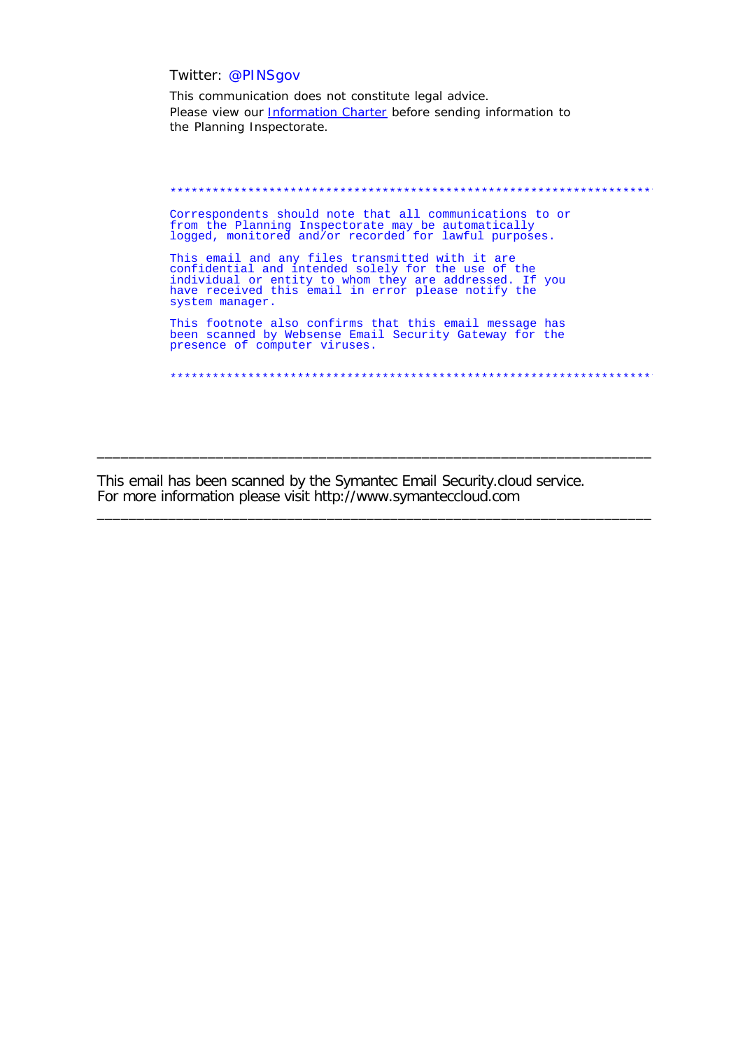Twitter: @PINSgov

This communication does not constitute legal advice.
Please view our Information Charter before sending information to the Planning Inspectorate.

**********************************************************************

Correspondents should note that all communications to or from the Planning Inspectorate may be automatically logged, monitored and/or recorded for lawful purposes.

This email and any files transmitted with it are confidential and intended solely for the use of the individual or entity to whom they are addressed. If you have received this email in error please notify the system manager.

This footnote also confirms that this email message has been scanned by Websense Email Security Gateway for the presence of computer viruses.

**********************************************************************

______________________________________________________________________

This email has been scanned by the Symantec Email Security.cloud service.
For more information please visit http://www.symanteccloud.com

______________________________________________________________________